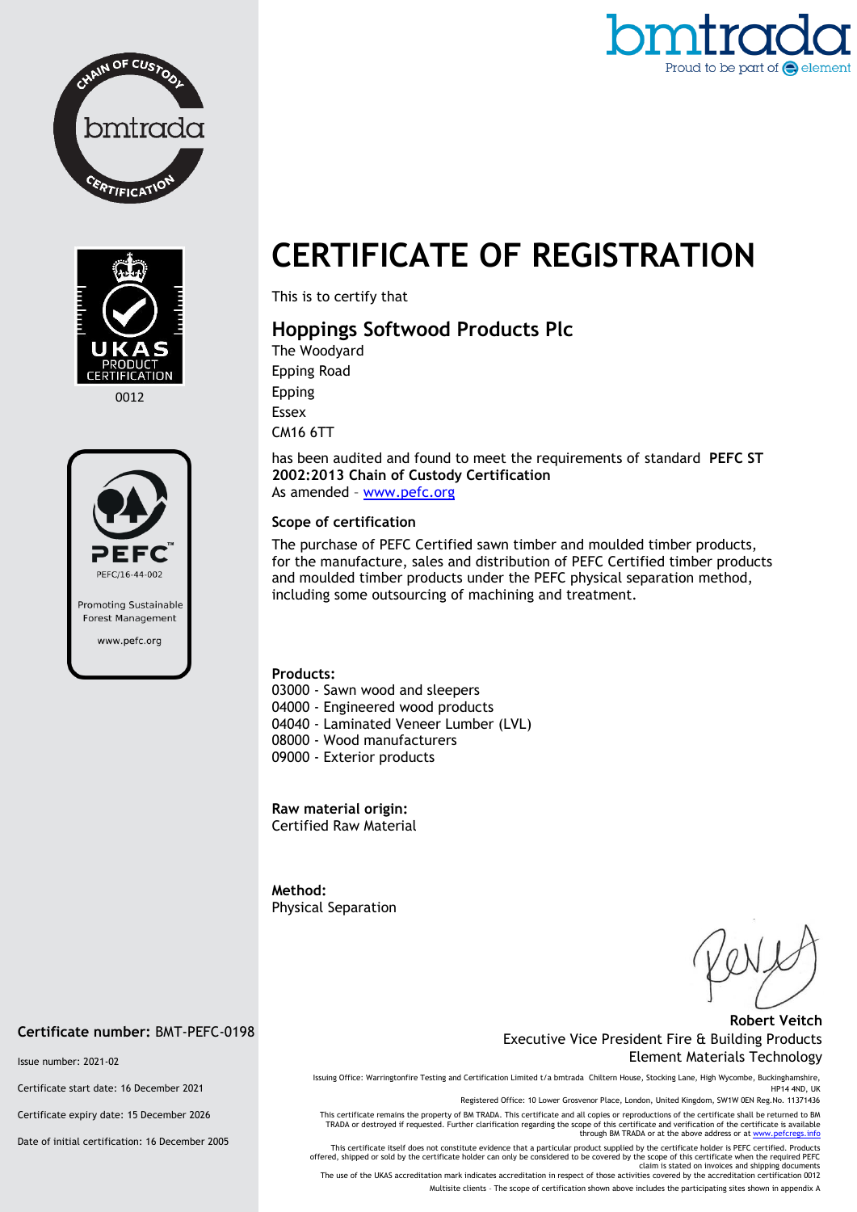# CERTIFICATE OF REGISTRATION

This is to certify that

## Hoppings Softwood Products Plc

The Woodyard
Epping Road
Epping
Essex
CM16 6TT

has been audited and found to meet the requirements of standard **PEFC ST 2002:2013 Chain of Custody Certification**
As amended – www.pefc.org

### Scope of certification

The purchase of PEFC Certified sawn timber and moulded timber products, for the manufacture, sales and distribution of PEFC Certified timber products and moulded timber products under the PEFC physical separation method, including some outsourcing of machining and treatment.

**Products:**
03000 - Sawn wood and sleepers
04000 - Engineered wood products
04040 - Laminated Veneer Lumber (LVL)
08000 - Wood manufacturers
09000 - Exterior products

**Raw material origin:**
Certified Raw Material

**Method:**
Physical Separation

**Robert Veitch**
Executive Vice President Fire & Building Products
Element Materials Technology

0012

PEFC/16-44-002
Promoting Sustainable Forest Management
www.pefc.org

**Certificate number:** BMT-PEFC-0198

Issue number: 2021-02

Certificate start date: 16 December 2021

Certificate expiry date: 15 December 2026

Date of initial certification: 16 December 2005

Issuing Office: Warringtonfire Testing and Certification Limited t/a bmtrada Chiltern House, Stocking Lane, High Wycombe, Buckinghamshire, HP14 4ND, UK
Registered Office: 10 Lower Grosvenor Place, London, United Kingdom, SW1W 0EN Reg.No. 11371436

This certificate remains the property of BM TRADA. This certificate and all copies or reproductions of the certificate shall be returned to BM TRADA or destroyed if requested. Further clarification regarding the scope of this certificate and verification of the certificate is available through BM TRADA or at the above address or at www.pefcregs.info

This certificate itself does not constitute evidence that a particular product supplied by the certificate holder is PEFC certified. Products offered, shipped or sold by the certificate holder can only be considered to be covered by the scope of this certificate when the required PEFC claim is stated on invoices and shipping documents
The use of the UKAS accreditation mark indicates accreditation in respect of those activities covered by the accreditation certification 0012

Multisite clients – The scope of certification shown above includes the participating sites shown in appendix A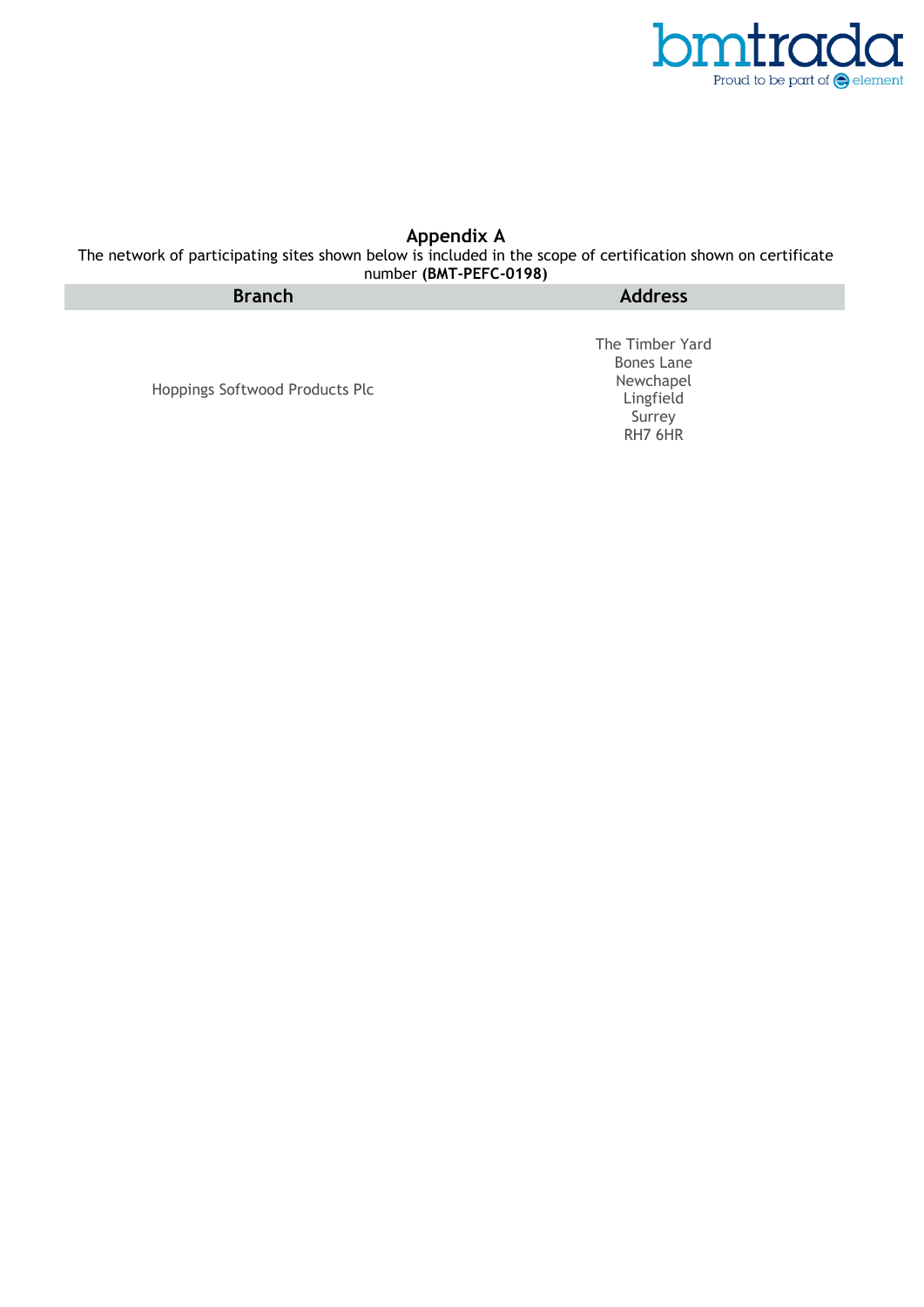## Appendix A

The network of participating sites shown below is included in the scope of certification shown on certificate number **(BMT-PEFC-0198)**

| Branch | Address |
|---|---|
| Hoppings Softwood Products Plc | The Timber Yard<br>Bones Lane<br>Newchapel<br>Lingfield<br>Surrey<br>RH7 6HR |